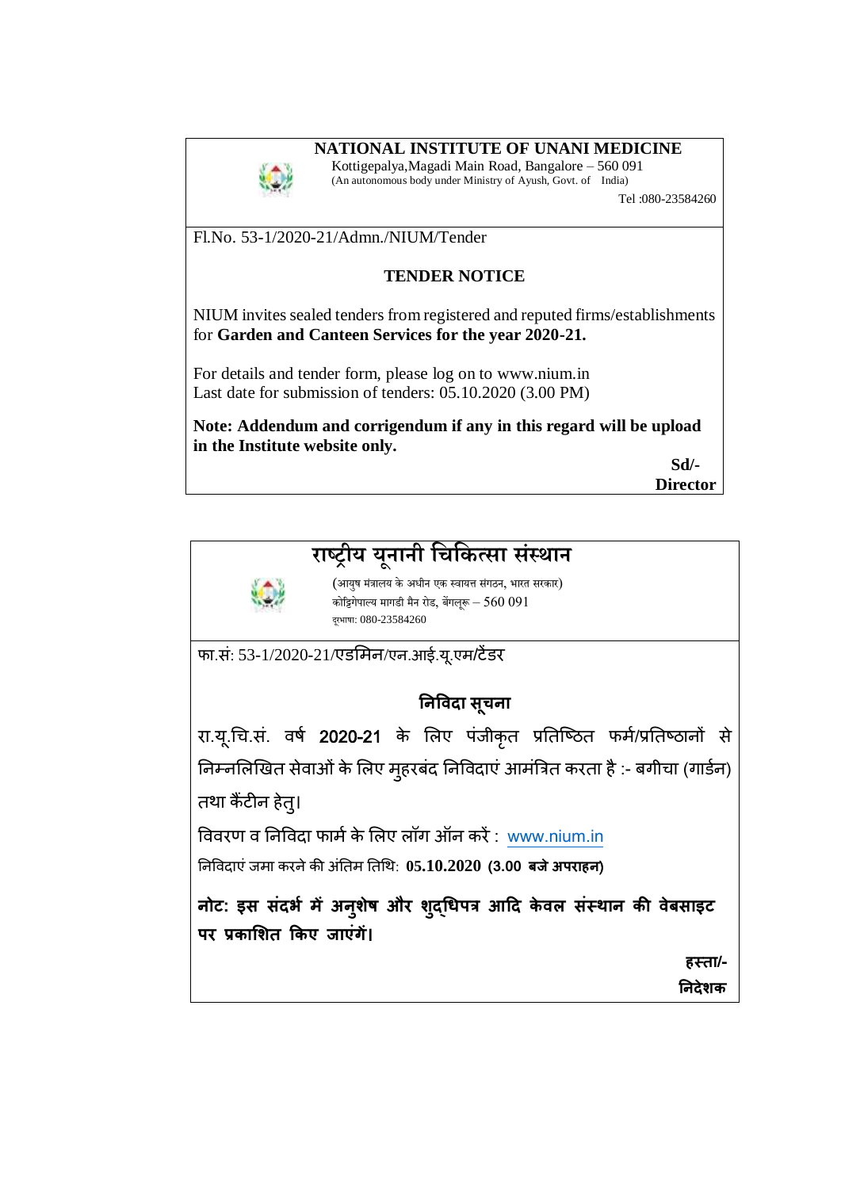**NATIONAL INSTITUTE OF UNANI MEDICINE**

Kottigepalya,Magadi Main Road, Bangalore – 560 091
(An autonomous body under Ministry of Ayush, Govt. of India)

Tel :080-23584260

Fl.No. 53-1/2020-21/Admn./NIUM/Tender

**TENDER NOTICE**

NIUM invites sealed tenders from registered and reputed firms/establishments for **Garden and Canteen Services for the year 2020-21.**

For details and tender form, please log on to www.nium.in
Last date for submission of tenders: 05.10.2020 (3.00 PM)

**Note: Addendum and corrigendum if any in this regard will be upload in the Institute website only.**

**Sd/-**
**Director**

---

**राष्ट्रीय यूनानी चिकित्सा संस्थान**

(आयुष मंत्रालय के अधीन एक स्वायत्त संगठन, भारत सरकार)
कोट्टिगेपाल्य मागडी मैन रोड, बेंगलूरू – 560 091
दूरभाषा: 080-23584260

फा.सं: 53-1/2020-21/एडमिन/एन.आई.यू.एम/टेंडर

**निविदा सूचना**

रा.यू.चि.सं. वर्ष **2020-21** के लिए पंजीकृत प्रतिष्ठित फर्म/प्रतिष्ठानों से निम्नलिखित सेवाओं के लिए मुहरबंद निविदाएं आमंत्रित करता है :- बगीचा (गार्डन) तथा कैंटीन हेतु।

विवरण व निविदा फार्म के लिए लॉग ऑन करें : www.nium.in

निविदाएं जमा करने की अंतिम तिथि: **05.10.2020 (3.00 बजे अपराहन)**

**नोट: इस संदर्भ में अनुशेष और शुद्धिपत्र आदि केवल संस्थान की वेबसाइट पर प्रकाशित किए जाएंगें।**

**हस्ता/-**
**निदेशक**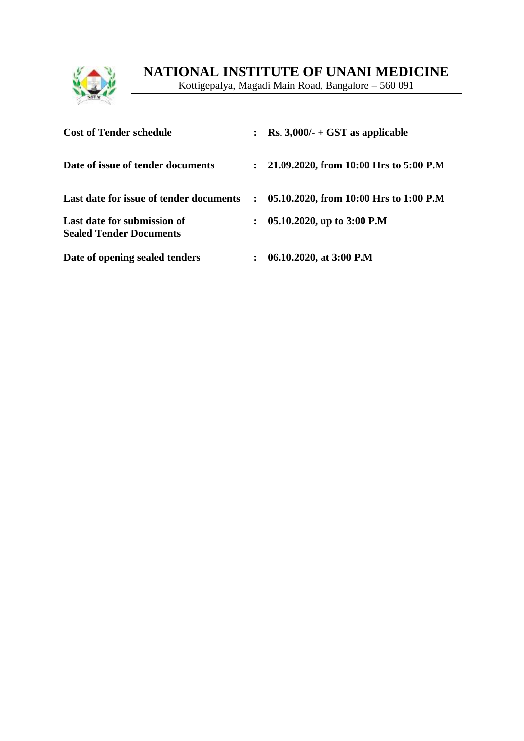# NATIONAL INSTITUTE OF UNANI MEDICINE

Kottigepalya, Magadi Main Road, Bangalore – 560 091

| | | |
|---|---|---|
| **Cost of Tender schedule** | **:** | **Rs. 3,000/- + GST as applicable** |
| **Date of issue of tender documents** | **:** | **21.09.2020, from 10:00 Hrs to 5:00 P.M** |
| **Last date for issue of tender documents** | **:** | **05.10.2020, from 10:00 Hrs to 1:00 P.M** |
| **Last date for submission of Sealed Tender Documents** | **:** | **05.10.2020, up to 3:00 P.M** |
| **Date of opening sealed tenders** | **:** | **06.10.2020, at 3:00 P.M** |